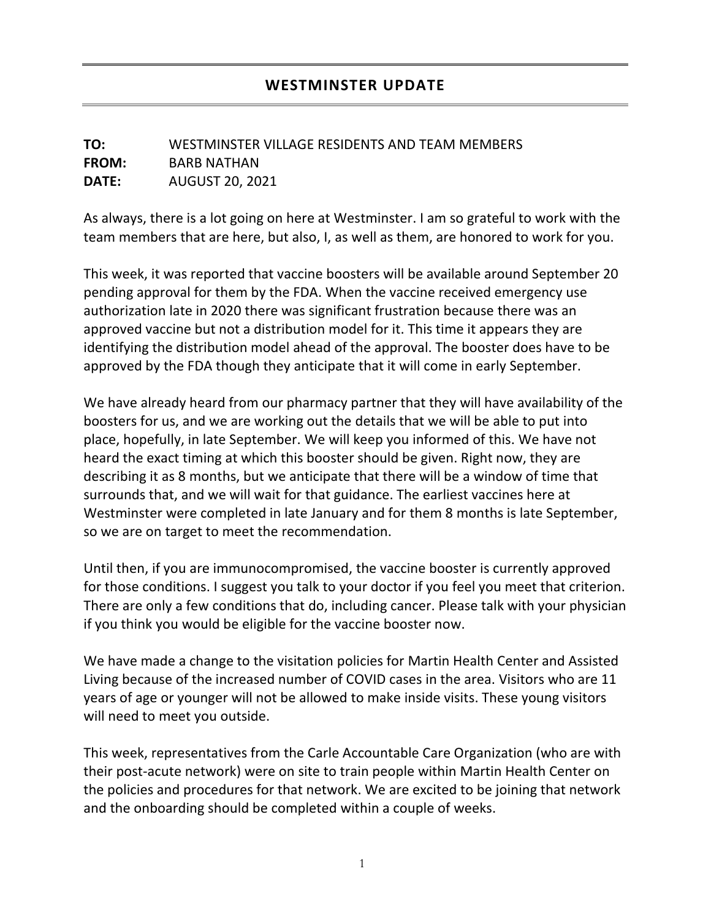# WESTMINSTER UPDATE

**TO:** WESTMINSTER VILLAGE RESIDENTS AND TEAM MEMBERS
**FROM:** BARB NATHAN
**DATE:** AUGUST 20, 2021

As always, there is a lot going on here at Westminster. I am so grateful to work with the team members that are here, but also, I, as well as them, are honored to work for you.

This week, it was reported that vaccine boosters will be available around September 20 pending approval for them by the FDA. When the vaccine received emergency use authorization late in 2020 there was significant frustration because there was an approved vaccine but not a distribution model for it. This time it appears they are identifying the distribution model ahead of the approval. The booster does have to be approved by the FDA though they anticipate that it will come in early September.

We have already heard from our pharmacy partner that they will have availability of the boosters for us, and we are working out the details that we will be able to put into place, hopefully, in late September. We will keep you informed of this. We have not heard the exact timing at which this booster should be given. Right now, they are describing it as 8 months, but we anticipate that there will be a window of time that surrounds that, and we will wait for that guidance. The earliest vaccines here at Westminster were completed in late January and for them 8 months is late September, so we are on target to meet the recommendation.

Until then, if you are immunocompromised, the vaccine booster is currently approved for those conditions. I suggest you talk to your doctor if you feel you meet that criterion. There are only a few conditions that do, including cancer. Please talk with your physician if you think you would be eligible for the vaccine booster now.

We have made a change to the visitation policies for Martin Health Center and Assisted Living because of the increased number of COVID cases in the area. Visitors who are 11 years of age or younger will not be allowed to make inside visits. These young visitors will need to meet you outside.

This week, representatives from the Carle Accountable Care Organization (who are with their post-acute network) were on site to train people within Martin Health Center on the policies and procedures for that network. We are excited to be joining that network and the onboarding should be completed within a couple of weeks.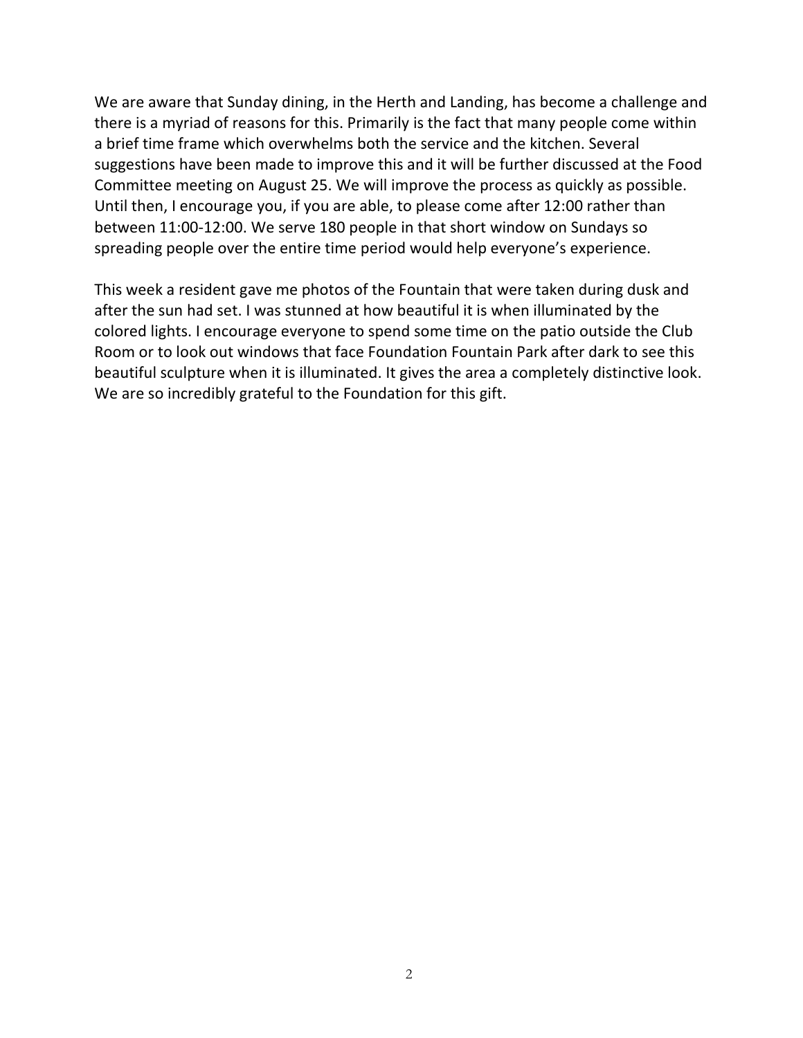We are aware that Sunday dining, in the Herth and Landing, has become a challenge and there is a myriad of reasons for this. Primarily is the fact that many people come within a brief time frame which overwhelms both the service and the kitchen. Several suggestions have been made to improve this and it will be further discussed at the Food Committee meeting on August 25. We will improve the process as quickly as possible. Until then, I encourage you, if you are able, to please come after 12:00 rather than between 11:00-12:00. We serve 180 people in that short window on Sundays so spreading people over the entire time period would help everyone's experience.

This week a resident gave me photos of the Fountain that were taken during dusk and after the sun had set. I was stunned at how beautiful it is when illuminated by the colored lights. I encourage everyone to spend some time on the patio outside the Club Room or to look out windows that face Foundation Fountain Park after dark to see this beautiful sculpture when it is illuminated. It gives the area a completely distinctive look. We are so incredibly grateful to the Foundation for this gift.